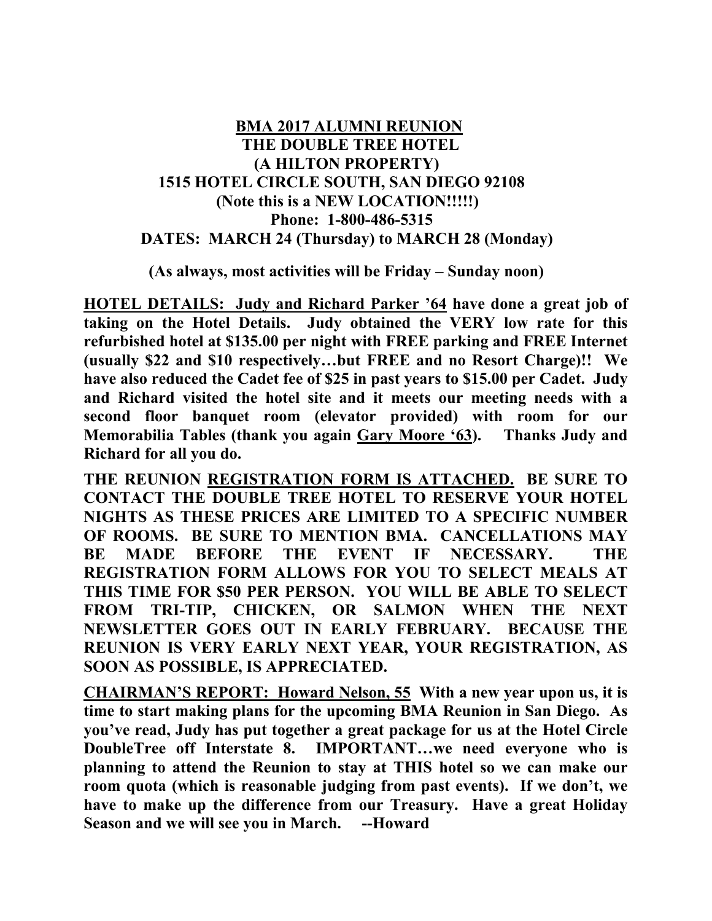# BMA 2017 ALUMNI REUNION

**THE DOUBLE TREE HOTEL**
**(A HILTON PROPERTY)**
**1515 HOTEL CIRCLE SOUTH, SAN DIEGO 92108**
**(Note this is a NEW LOCATION!!!!!)**
**Phone: 1-800-486-5315**
**DATES: MARCH 24 (Thursday) to MARCH 28 (Monday)**

**(As always, most activities will be Friday – Sunday noon)**

**HOTEL DETAILS: Judy and Richard Parker '64 have done a great job of taking on the Hotel Details. Judy obtained the VERY low rate for this refurbished hotel at $135.00 per night with FREE parking and FREE Internet (usually $22 and $10 respectively…but FREE and no Resort Charge)!! We have also reduced the Cadet fee of $25 in past years to $15.00 per Cadet. Judy and Richard visited the hotel site and it meets our meeting needs with a second floor banquet room (elevator provided) with room for our Memorabilia Tables (thank you again Gary Moore '63). Thanks Judy and Richard for all you do.**

**THE REUNION REGISTRATION FORM IS ATTACHED. BE SURE TO CONTACT THE DOUBLE TREE HOTEL TO RESERVE YOUR HOTEL NIGHTS AS THESE PRICES ARE LIMITED TO A SPECIFIC NUMBER OF ROOMS. BE SURE TO MENTION BMA. CANCELLATIONS MAY BE MADE BEFORE THE EVENT IF NECESSARY. THE REGISTRATION FORM ALLOWS FOR YOU TO SELECT MEALS AT THIS TIME FOR $50 PER PERSON. YOU WILL BE ABLE TO SELECT FROM TRI-TIP, CHICKEN, OR SALMON WHEN THE NEXT NEWSLETTER GOES OUT IN EARLY FEBRUARY. BECAUSE THE REUNION IS VERY EARLY NEXT YEAR, YOUR REGISTRATION, AS SOON AS POSSIBLE, IS APPRECIATED.**

**CHAIRMAN'S REPORT: Howard Nelson, 55 With a new year upon us, it is time to start making plans for the upcoming BMA Reunion in San Diego. As you've read, Judy has put together a great package for us at the Hotel Circle DoubleTree off Interstate 8. IMPORTANT…we need everyone who is planning to attend the Reunion to stay at THIS hotel so we can make our room quota (which is reasonable judging from past events). If we don't, we have to make up the difference from our Treasury. Have a great Holiday Season and we will see you in March. --Howard**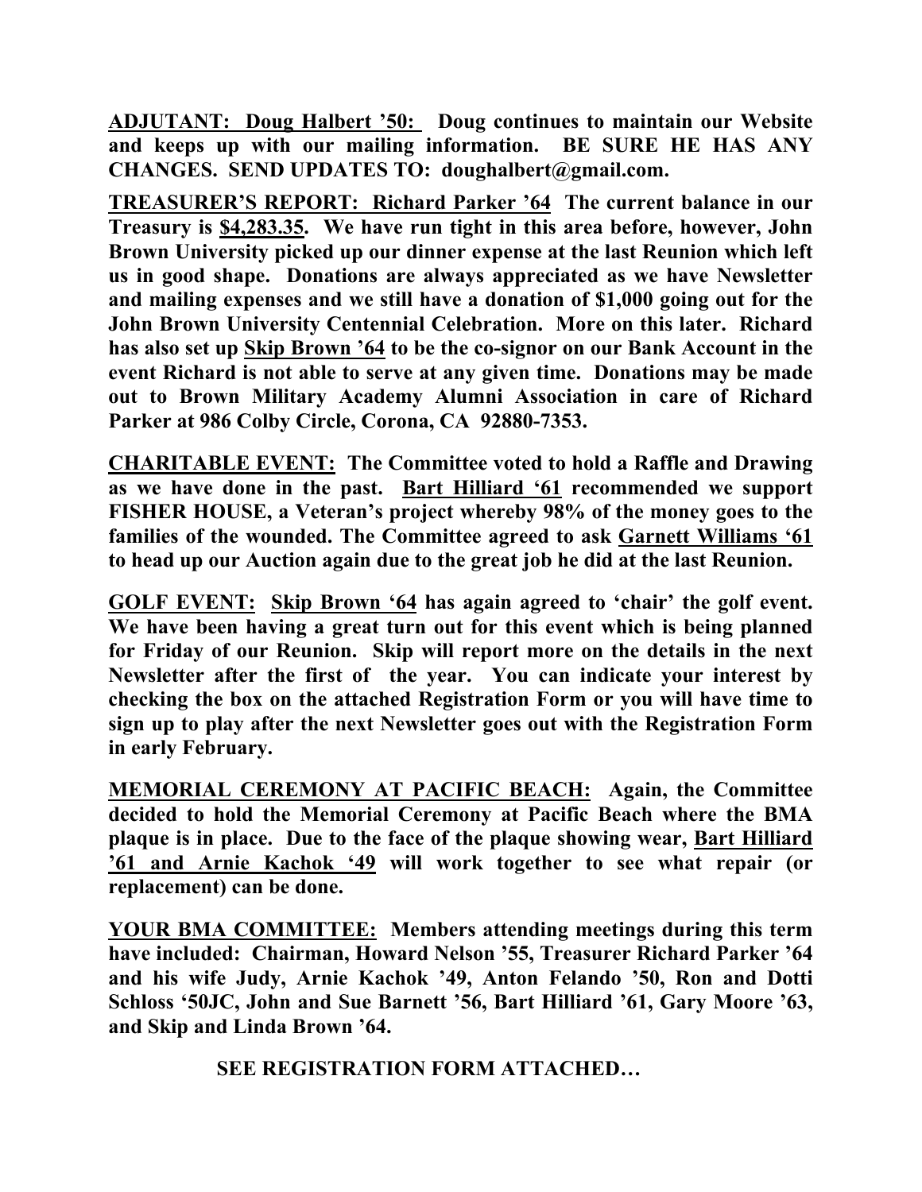**ADJUTANT: Doug Halbert '50:** **Doug continues to maintain our Website and keeps up with our mailing information. BE SURE HE HAS ANY CHANGES. SEND UPDATES TO: doughalbert@gmail.com.**

**TREASURER'S REPORT: Richard Parker '64** **The current balance in our Treasury is $4,283.35. We have run tight in this area before, however, John Brown University picked up our dinner expense at the last Reunion which left us in good shape. Donations are always appreciated as we have Newsletter and mailing expenses and we still have a donation of $1,000 going out for the John Brown University Centennial Celebration. More on this later. Richard has also set up Skip Brown '64 to be the co-signor on our Bank Account in the event Richard is not able to serve at any given time. Donations may be made out to Brown Military Academy Alumni Association in care of Richard Parker at 986 Colby Circle, Corona, CA 92880-7353.**

**CHARITABLE EVENT:** **The Committee voted to hold a Raffle and Drawing as we have done in the past. Bart Hilliard '61 recommended we support FISHER HOUSE, a Veteran's project whereby 98% of the money goes to the families of the wounded. The Committee agreed to ask Garnett Williams '61 to head up our Auction again due to the great job he did at the last Reunion.**

**GOLF EVENT:** **Skip Brown '64 has again agreed to 'chair' the golf event. We have been having a great turn out for this event which is being planned for Friday of our Reunion. Skip will report more on the details in the next Newsletter after the first of the year. You can indicate your interest by checking the box on the attached Registration Form or you will have time to sign up to play after the next Newsletter goes out with the Registration Form in early February.**

**MEMORIAL CEREMONY AT PACIFIC BEACH:** **Again, the Committee decided to hold the Memorial Ceremony at Pacific Beach where the BMA plaque is in place. Due to the face of the plaque showing wear, Bart Hilliard '61 and Arnie Kachok '49 will work together to see what repair (or replacement) can be done.**

**YOUR BMA COMMITTEE:** **Members attending meetings during this term have included: Chairman, Howard Nelson '55, Treasurer Richard Parker '64 and his wife Judy, Arnie Kachok '49, Anton Felando '50, Ron and Dotti Schloss '50JC, John and Sue Barnett '56, Bart Hilliard '61, Gary Moore '63, and Skip and Linda Brown '64.**

**SEE REGISTRATION FORM ATTACHED…**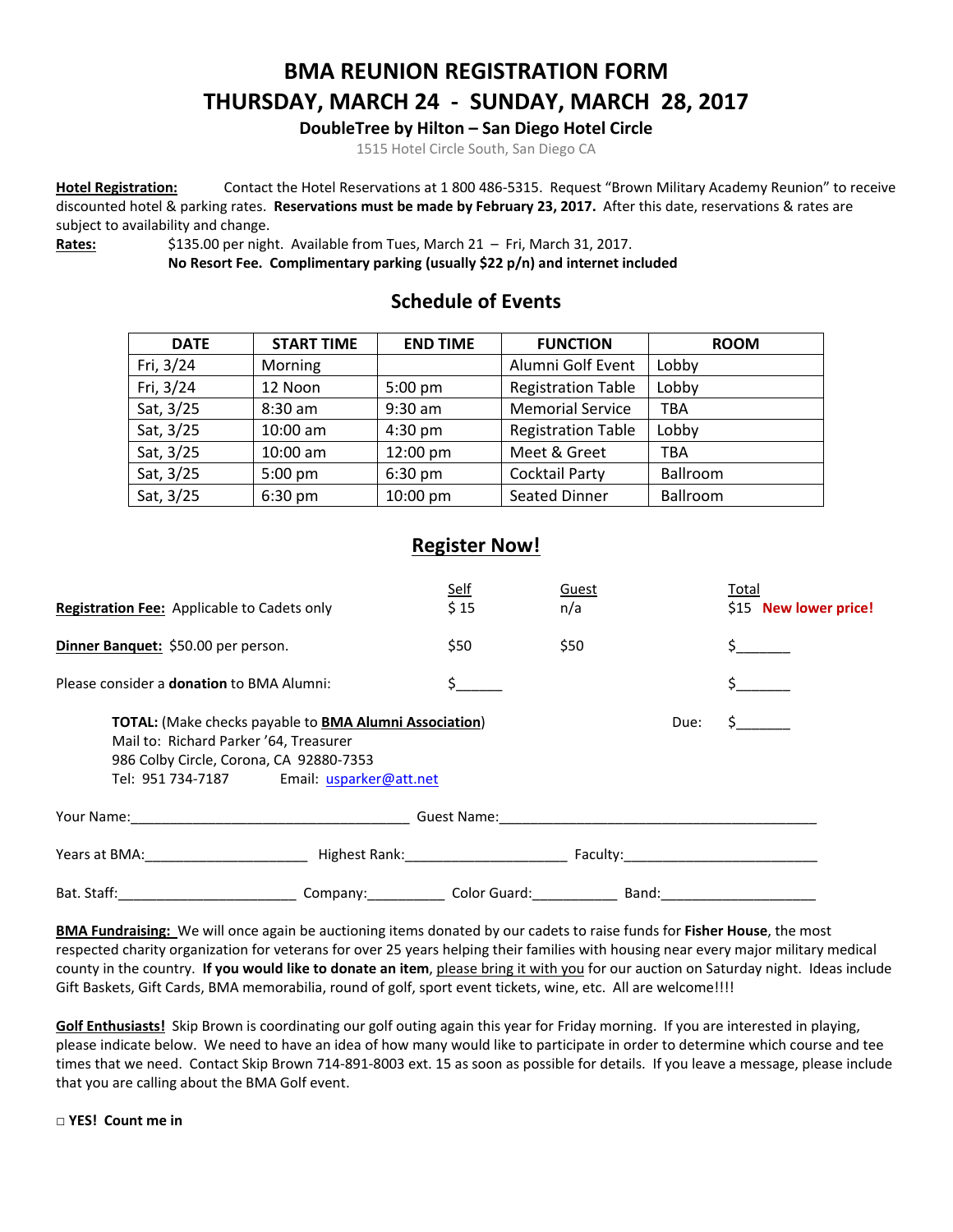# BMA REUNION REGISTRATION FORM
# THURSDAY, MARCH 24 - SUNDAY, MARCH 28, 2017

**DoubleTree by Hilton – San Diego Hotel Circle**

1515 Hotel Circle South, San Diego CA

**Hotel Registration:** Contact the Hotel Reservations at 1 800 486-5315. Request "Brown Military Academy Reunion" to receive discounted hotel & parking rates. **Reservations must be made by February 23, 2017.** After this date, reservations & rates are subject to availability and change.

**Rates:** $135.00 per night. Available from Tues, March 21 – Fri, March 31, 2017.
**No Resort Fee. Complimentary parking (usually $22 p/n) and internet included**

## Schedule of Events

| DATE | START TIME | END TIME | FUNCTION | ROOM |
|---|---|---|---|---|
| Fri, 3/24 | Morning | | Alumni Golf Event | Lobby |
| Fri, 3/24 | 12 Noon | 5:00 pm | Registration Table | Lobby |
| Sat, 3/25 | 8:30 am | 9:30 am | Memorial Service | TBA |
| Sat, 3/25 | 10:00 am | 4:30 pm | Registration Table | Lobby |
| Sat, 3/25 | 10:00 am | 12:00 pm | Meet & Greet | TBA |
| Sat, 3/25 | 5:00 pm | 6:30 pm | Cocktail Party | Ballroom |
| Sat, 3/25 | 6:30 pm | 10:00 pm | Seated Dinner | Ballroom |

## Register Now!

| | Self | Guest | Total |
|---|---|---|---|
| **Registration Fee:** Applicable to Cadets only | $ 15 | n/a | $15 **New lower price!** |
| **Dinner Banquet:** $50.00 per person. | $50 | $50 | $_______ |
| Please consider a **donation** to BMA Alumni: | $______ | | $_______ |

**TOTAL:** (Make checks payable to **BMA Alumni Association**) Due: $_______

Mail to: Richard Parker '64, Treasurer
986 Colby Circle, Corona, CA 92880-7353
Tel: 951 734-7187 Email: usparker@att.net

Your Name:___________________________________ Guest Name:__________________________________________

Years at BMA:_____________________ Highest Rank:_____________________ Faculty:_________________________

Bat. Staff:________________________ Company:__________ Color Guard:___________ Band:_____________________

**BMA Fundraising:** We will once again be auctioning items donated by our cadets to raise funds for **Fisher House**, the most respected charity organization for veterans for over 25 years helping their families with housing near every major military medical county in the country. **If you would like to donate an item**, please bring it with you for our auction on Saturday night. Ideas include Gift Baskets, Gift Cards, BMA memorabilia, round of golf, sport event tickets, wine, etc. All are welcome!!!!

**Golf Enthusiasts!** Skip Brown is coordinating our golf outing again this year for Friday morning. If you are interested in playing, please indicate below. We need to have an idea of how many would like to participate in order to determine which course and tee times that we need. Contact Skip Brown 714-891-8003 ext. 15 as soon as possible for details. If you leave a message, please include that you are calling about the BMA Golf event.

□ **YES! Count me in**